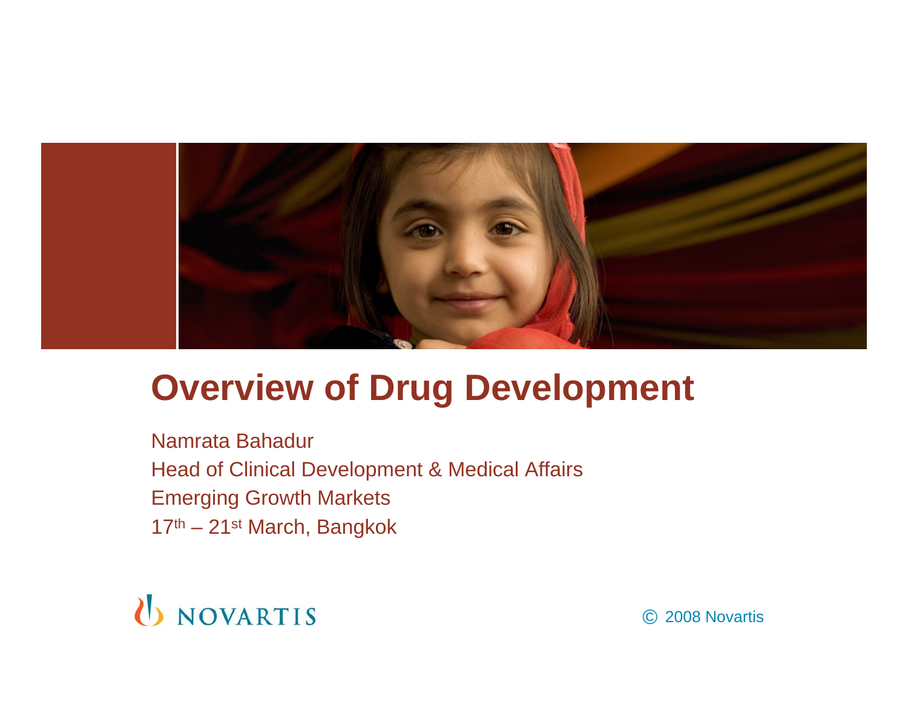# Overview of Drug Development

Namrata Bahadur

Head of Clinical Development & Medical Affairs

Emerging Growth Markets

17th – 21st March, Bangkok

NOVARTIS

© 2008 Novartis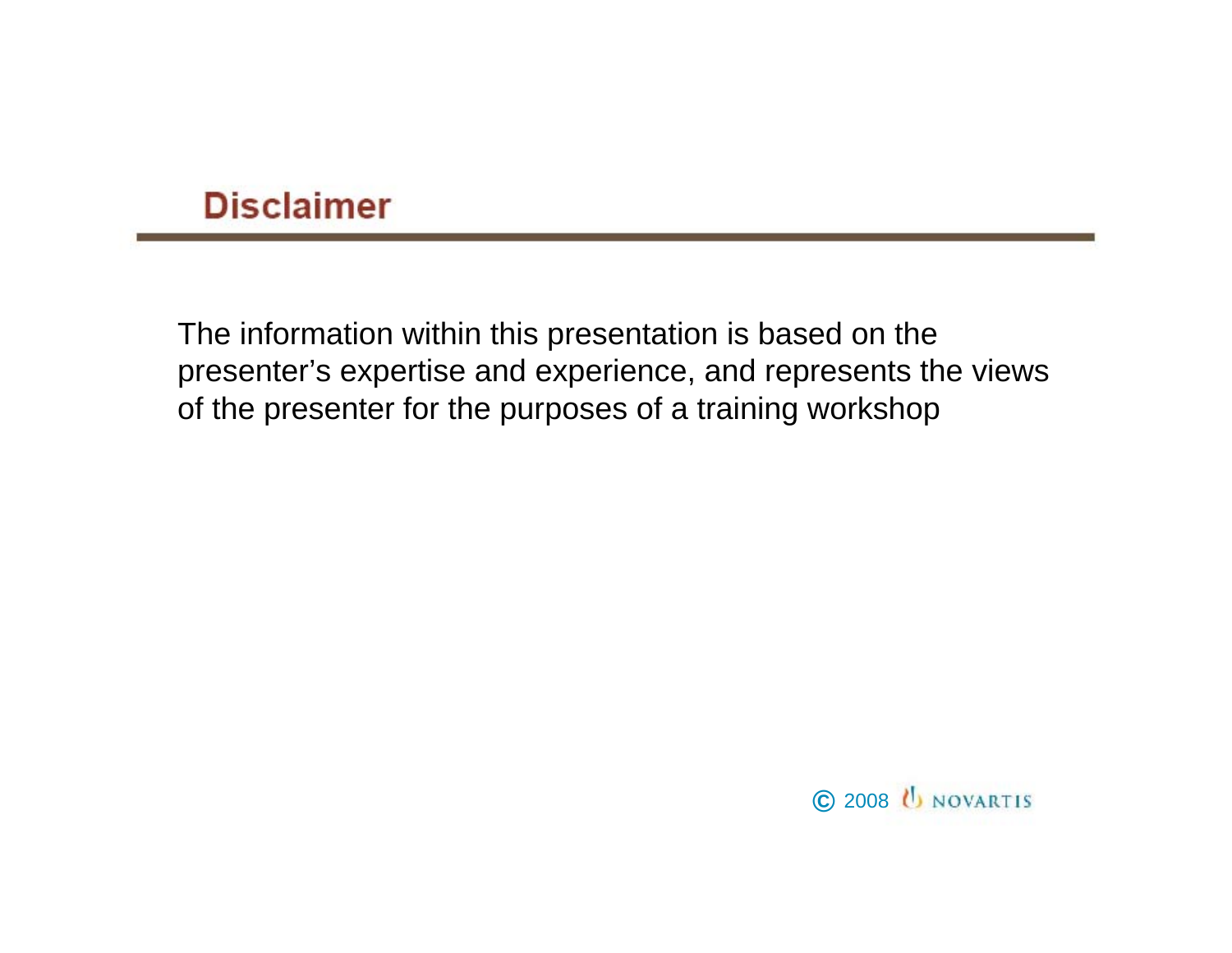## Disclaimer

The information within this presentation is based on the presenter's expertise and experience, and represents the views of the presenter for the purposes of a training workshop

© 2008 NOVARTIS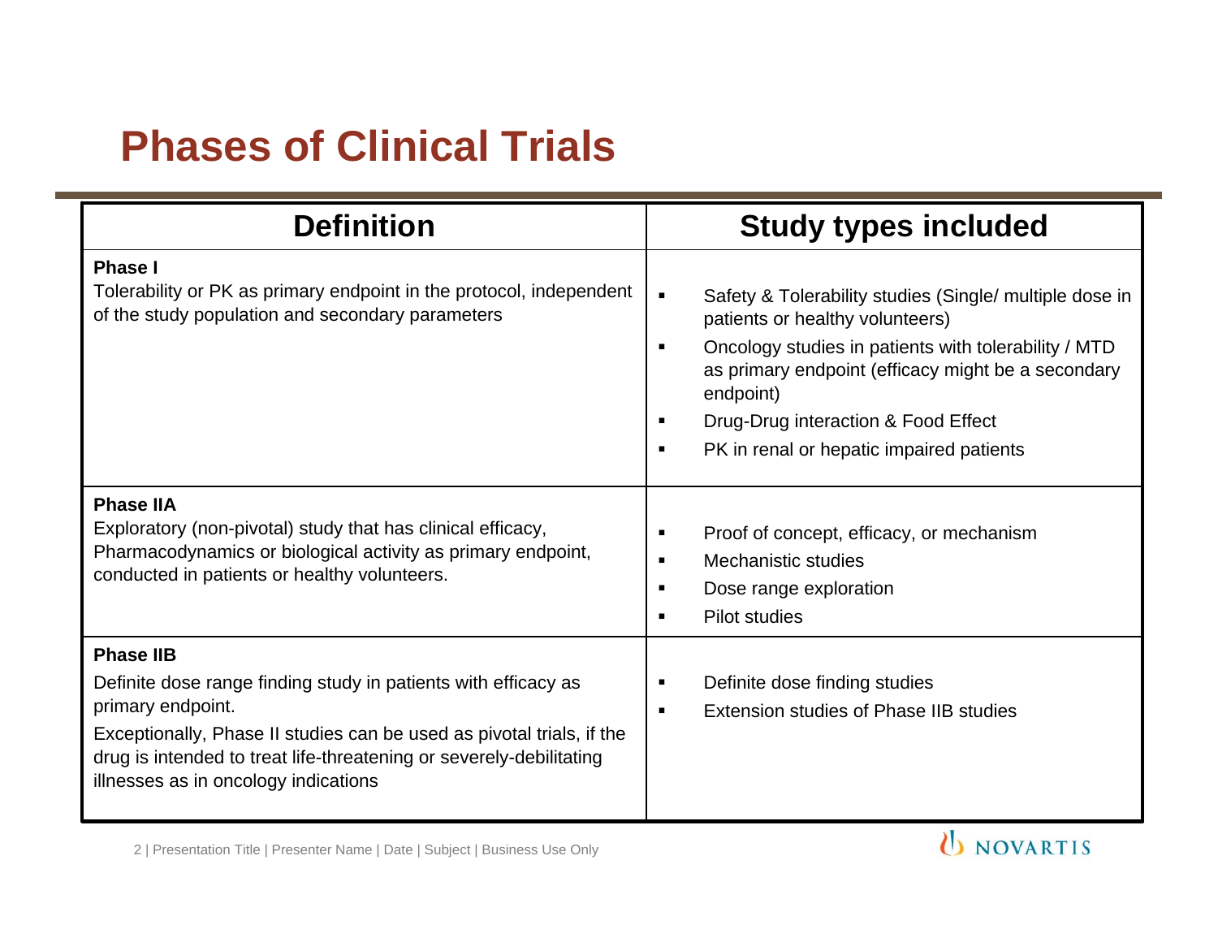# Phases of Clinical Trials

| Definition | Study types included |
|---|---|
| **Phase I**<br>Tolerability or PK as primary endpoint in the protocol, independent of the study population and secondary parameters | ▪ Safety & Tolerability studies (Single/ multiple dose in patients or healthy volunteers)<br>▪ Oncology studies in patients with tolerability / MTD as primary endpoint (efficacy might be a secondary endpoint)<br>▪ Drug-Drug interaction & Food Effect<br>▪ PK in renal or hepatic impaired patients |
| **Phase IIA**<br>Exploratory (non-pivotal) study that has clinical efficacy, Pharmacodynamics or biological activity as primary endpoint, conducted in patients or healthy volunteers. | ▪ Proof of concept, efficacy, or mechanism<br>▪ Mechanistic studies<br>▪ Dose range exploration<br>▪ Pilot studies |
| **Phase IIB**<br>Definite dose range finding study in patients with efficacy as primary endpoint.<br>Exceptionally, Phase II studies can be used as pivotal trials, if the drug is intended to treat life-threatening or severely-debilitating illnesses as in oncology indications | ▪ Definite dose finding studies<br>▪ Extension studies of Phase IIB studies |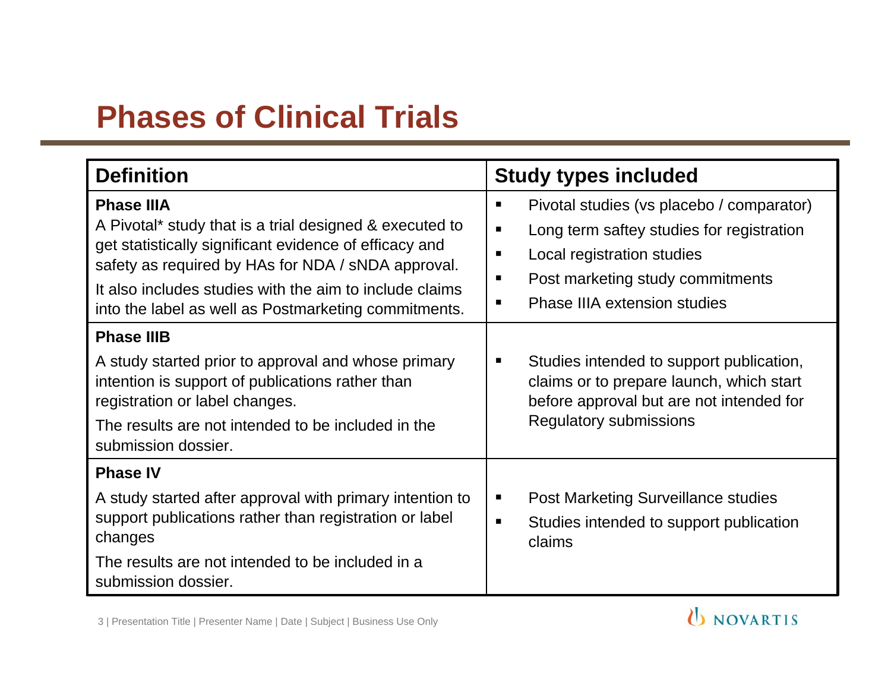# Phases of Clinical Trials

| Definition | Study types included |
|---|---|
| **Phase IIIA**<br>A Pivotal* study that is a trial designed & executed to get statistically significant evidence of efficacy and safety as required by HAs for NDA / sNDA approval.<br>It also includes studies with the aim to include claims into the label as well as Postmarketing commitments. | ▪ Pivotal studies (vs placebo / comparator)<br>▪ Long term saftey studies for registration<br>▪ Local registration studies<br>▪ Post marketing study commitments<br>▪ Phase IIIA extension studies |
| **Phase IIIB**<br>A study started prior to approval and whose primary intention is support of publications rather than registration or label changes.<br>The results are not intended to be included in the submission dossier. | ▪ Studies intended to support publication, claims or to prepare launch, which start before approval but are not intended for Regulatory submissions |
| **Phase IV**<br>A study started after approval with primary intention to support publications rather than registration or label changes<br>The results are not intended to be included in a submission dossier. | ▪ Post Marketing Surveillance studies<br>▪ Studies intended to support publication claims |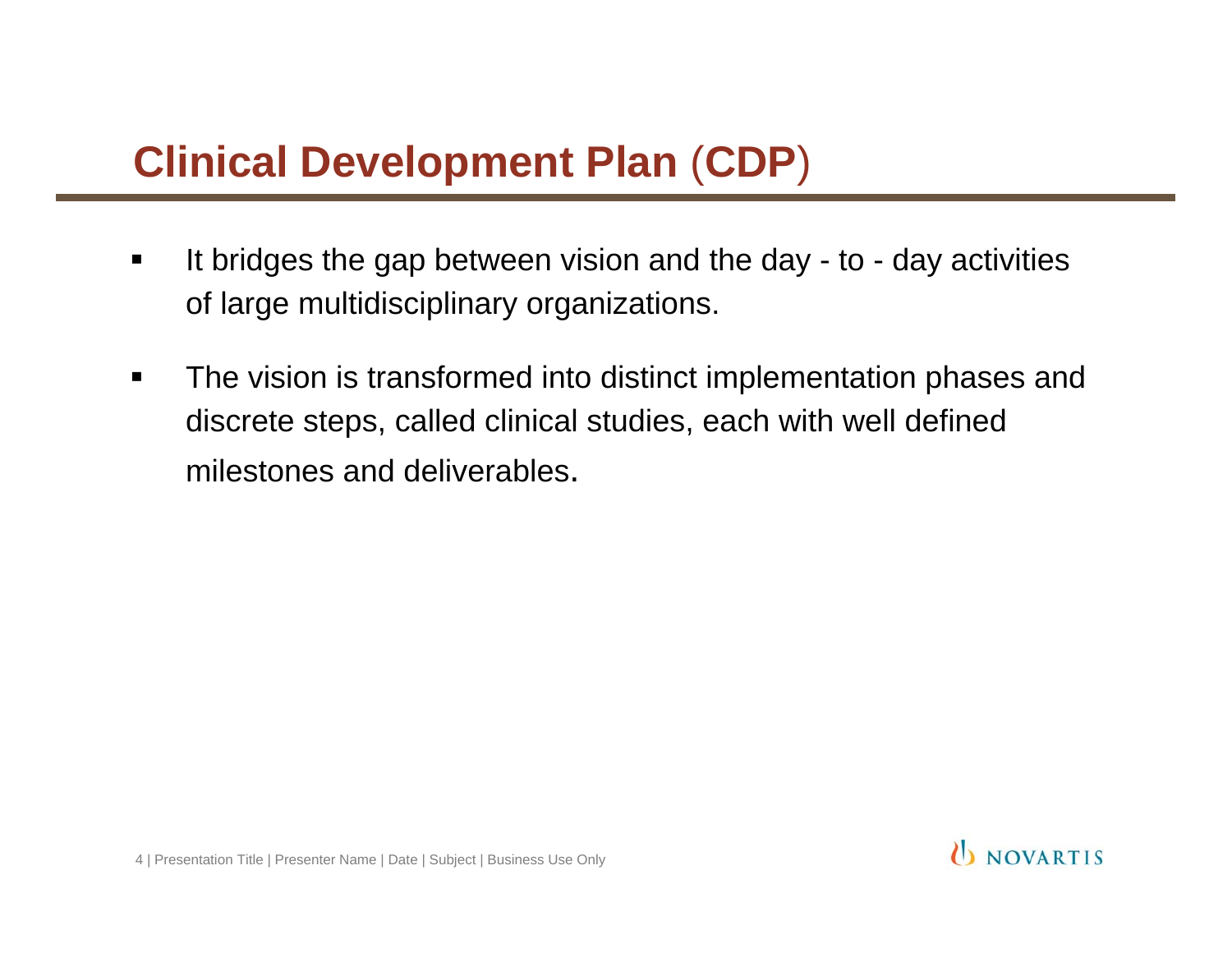# Clinical Development Plan (CDP)

- It bridges the gap between vision and the day - to - day activities of large multidisciplinary organizations.
- The vision is transformed into distinct implementation phases and discrete steps, called clinical studies, each with well defined milestones and deliverables.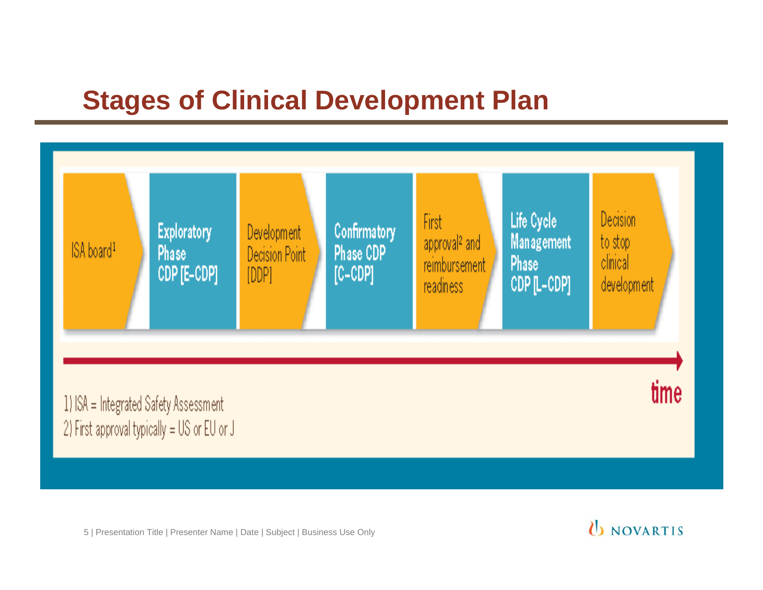# Stages of Clinical Development Plan

1. ISA board[1]
2. Exploratory Phase CDP [E-CDP]
3. Development Decision Point [DDP]
4. Confirmatory Phase CDP [C-CDP]
5. First approval[2] and reimbursement readiness
6. Life Cycle Management Phase CDP [L-CDP]
7. Decision to stop clinical development

→ time

1) ISA = Integrated Safety Assessment
2) First approval typically = US or EU or J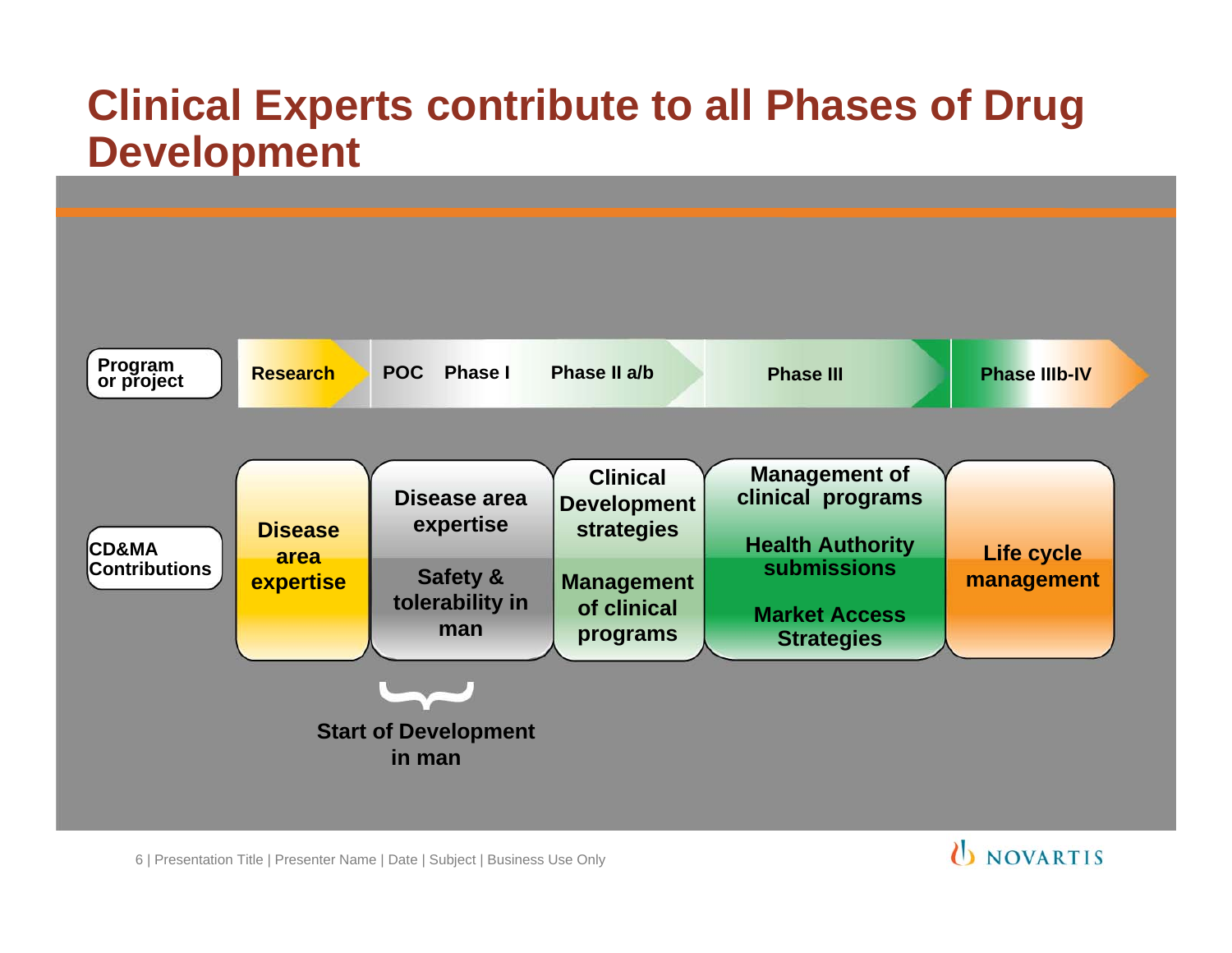# Clinical Experts contribute to all Phases of Drug Development

| Program or project | Research | POC Phase I | Phase II a/b | Phase III | Phase IIIb-IV |
|---|---|---|---|---|---|
| CD&MA Contributions | Disease area expertise | Disease area expertise<br>Safety & tolerability in man | Clinical Development strategies<br>Management of clinical programs | Management of clinical programs<br>Health Authority submissions<br>Market Access Strategies | Life cycle management |

Start of Development in man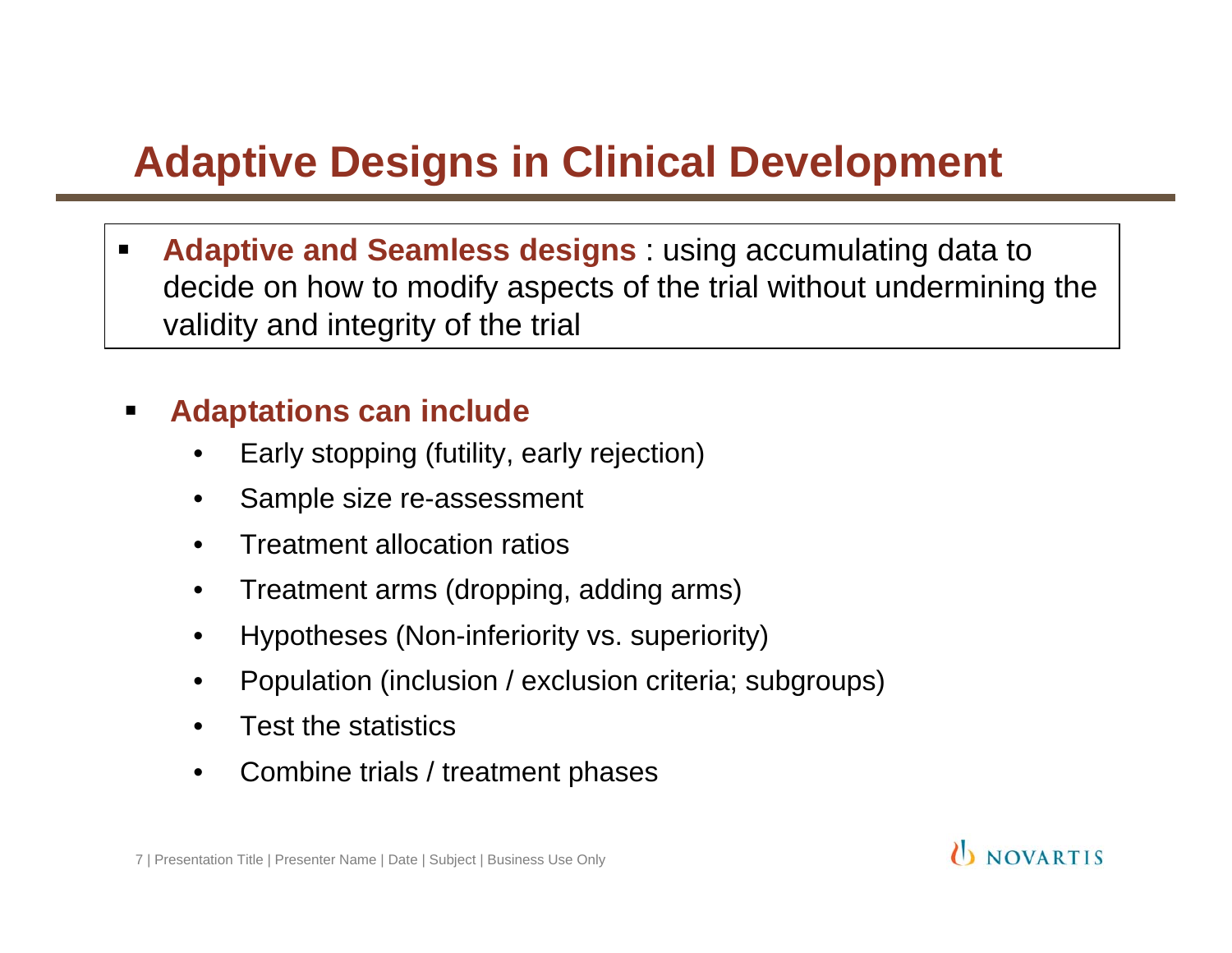# Adaptive Designs in Clinical Development

- **Adaptive and Seamless designs** : using accumulating data to decide on how to modify aspects of the trial without undermining the validity and integrity of the trial

- **Adaptations can include**
  - Early stopping (futility, early rejection)
  - Sample size re-assessment
  - Treatment allocation ratios
  - Treatment arms (dropping, adding arms)
  - Hypotheses (Non-inferiority vs. superiority)
  - Population (inclusion / exclusion criteria; subgroups)
  - Test the statistics
  - Combine trials / treatment phases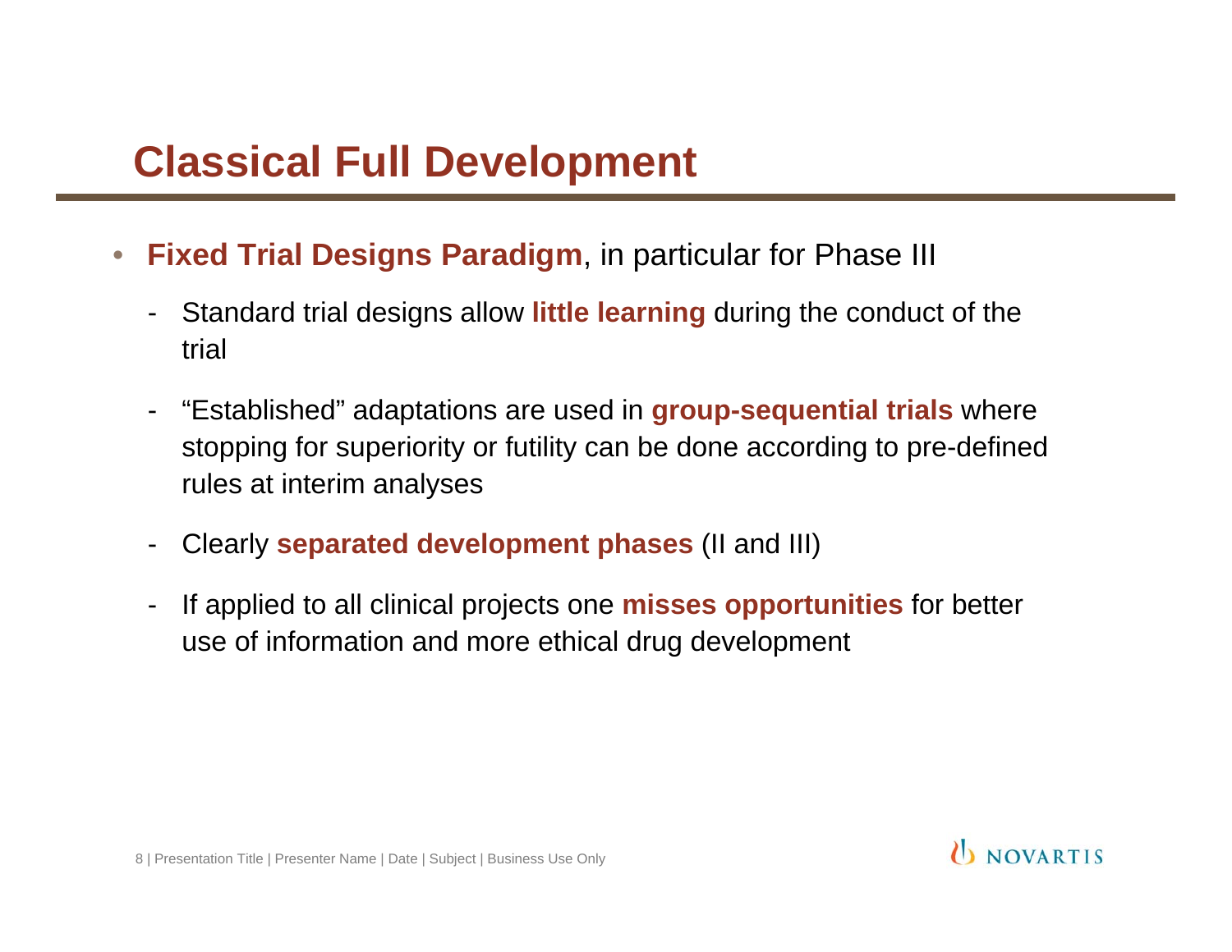# Classical Full Development

- **Fixed Trial Designs Paradigm**, in particular for Phase III
  - Standard trial designs allow **little learning** during the conduct of the trial
  - "Established" adaptations are used in **group-sequential trials** where stopping for superiority or futility can be done according to pre-defined rules at interim analyses
  - Clearly **separated development phases** (II and III)
  - If applied to all clinical projects one **misses opportunities** for better use of information and more ethical drug development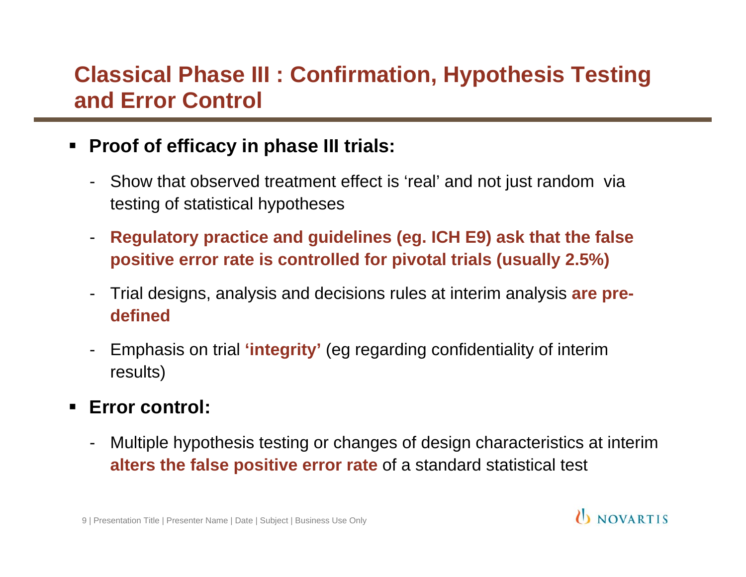# Classical Phase III : Confirmation, Hypothesis Testing and Error Control

- **Proof of efficacy in phase III trials:**
  - Show that observed treatment effect is 'real' and not just random via testing of statistical hypotheses
  - **Regulatory practice and guidelines (eg. ICH E9) ask that the false positive error rate is controlled for pivotal trials (usually 2.5%)**
  - Trial designs, analysis and decisions rules at interim analysis **are pre-defined**
  - Emphasis on trial **'integrity'** (eg regarding confidentiality of interim results)
- **Error control:**
  - Multiple hypothesis testing or changes of design characteristics at interim **alters the false positive error rate** of a standard statistical test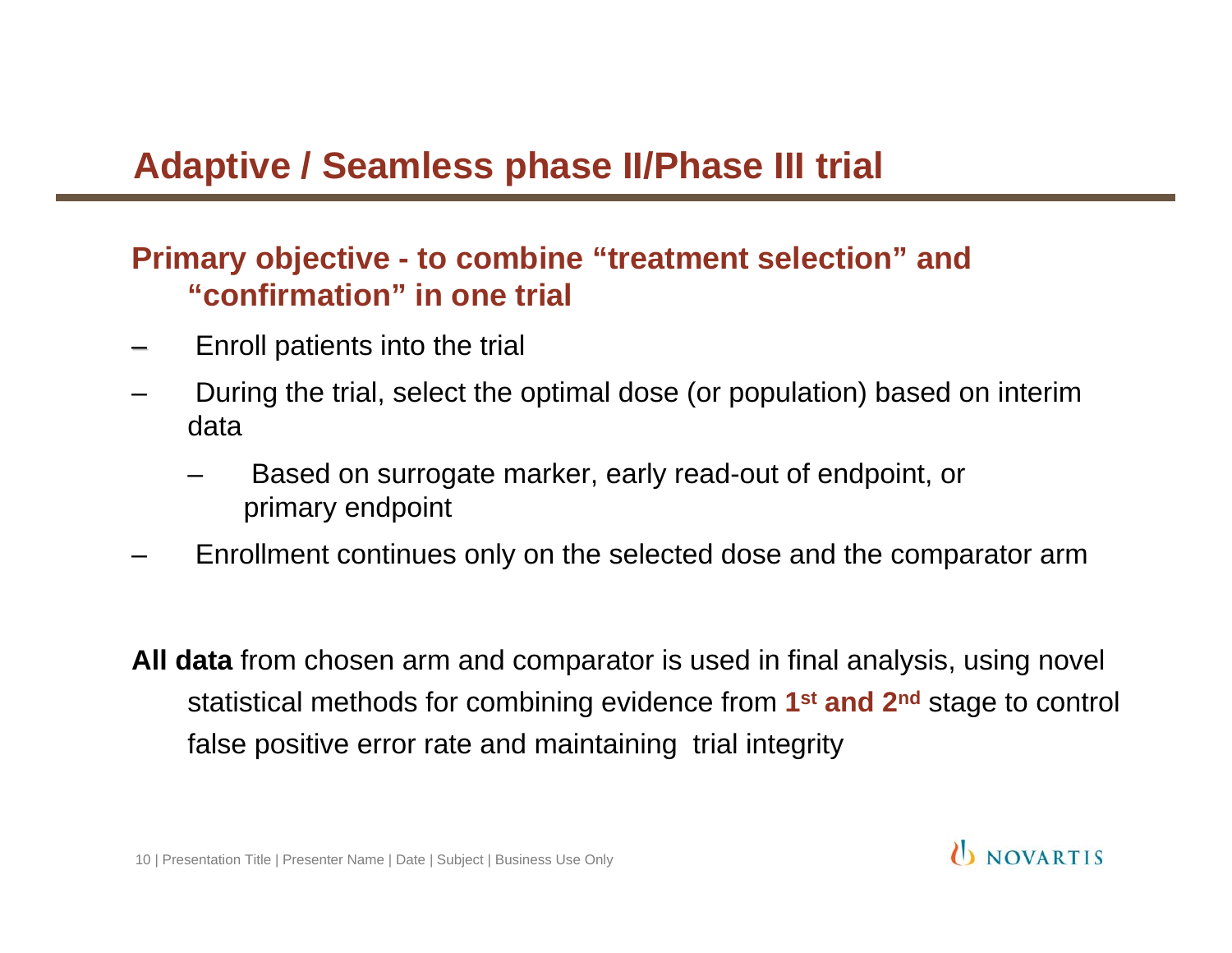# Adaptive / Seamless phase II/Phase III trial

## Primary objective - to combine "treatment selection" and "confirmation" in one trial

- Enroll patients into the trial
- During the trial, select the optimal dose (or population) based on interim data
  - Based on surrogate marker, early read-out of endpoint, or primary endpoint
- Enrollment continues only on the selected dose and the comparator arm

**All data** from chosen arm and comparator is used in final analysis, using novel statistical methods for combining evidence from **1st and 2nd** stage to control false positive error rate and maintaining trial integrity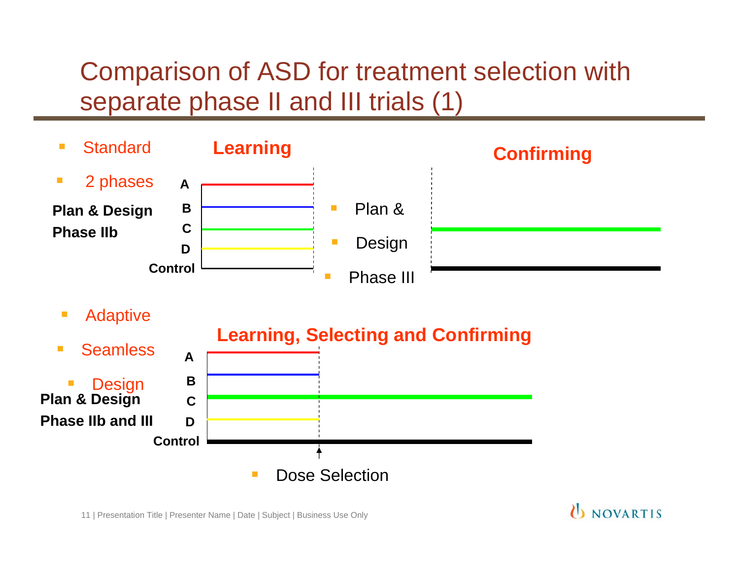# Comparison of ASD for treatment selection with separate phase II and III trials (1)

- Standard
- 2 phases

**Learning**

**Plan & Design**
**Phase IIb**

A
B
C
D
Control

- Plan &
- Design
- Phase III

**Confirming**

- Adaptive
- Seamless
  - Design

**Learning, Selecting and Confirming**

**Plan & Design**
**Phase IIb and III**

A
B
C
D
Control

- Dose Selection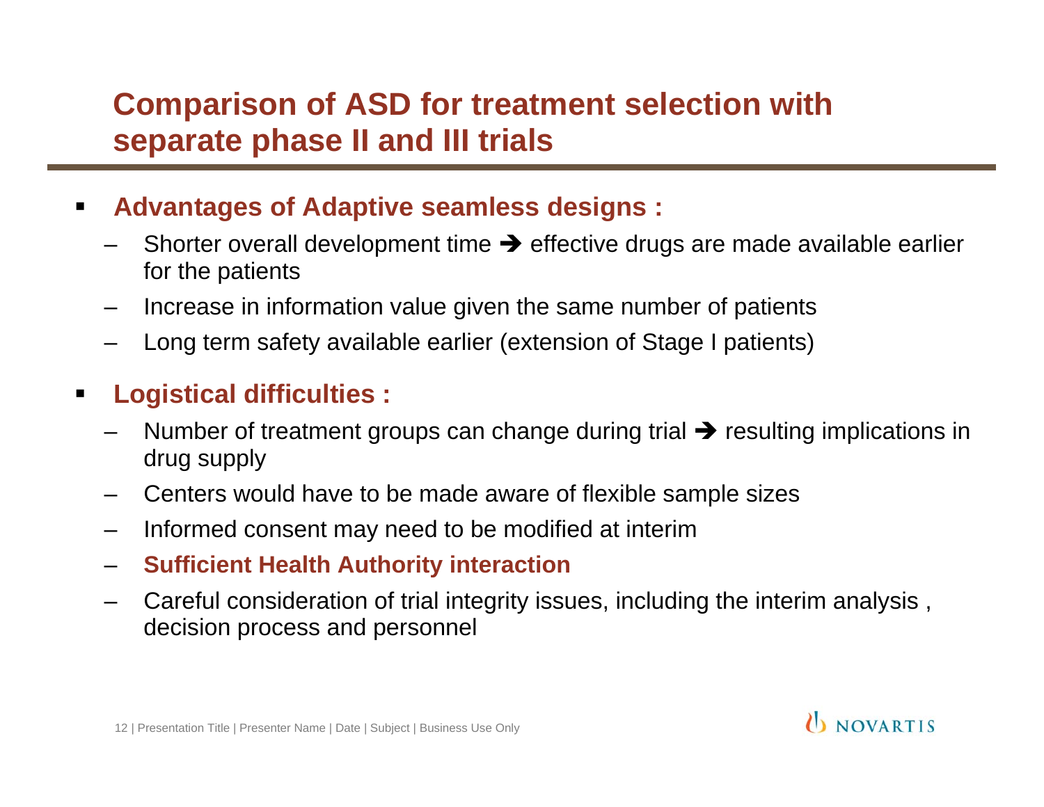# Comparison of ASD for treatment selection with separate phase II and III trials

- **Advantages of Adaptive seamless designs :**
  - Shorter overall development time ➔ effective drugs are made available earlier for the patients
  - Increase in information value given the same number of patients
  - Long term safety available earlier (extension of Stage I patients)
- **Logistical difficulties :**
  - Number of treatment groups can change during trial ➔ resulting implications in drug supply
  - Centers would have to be made aware of flexible sample sizes
  - Informed consent may need to be modified at interim
  - **Sufficient Health Authority interaction**
  - Careful consideration of trial integrity issues, including the interim analysis , decision process and personnel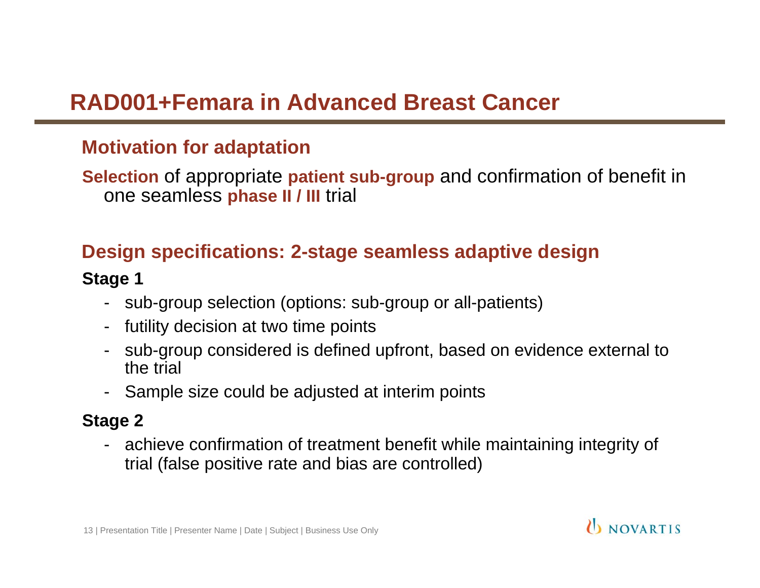# RAD001+Femara in Advanced Breast Cancer

## Motivation for adaptation

**Selection** of appropriate **patient sub-group** and confirmation of benefit in one seamless **phase II / III** trial

## Design specifications: 2-stage seamless adaptive design

**Stage 1**

- sub-group selection (options: sub-group or all-patients)
- futility decision at two time points
- sub-group considered is defined upfront, based on evidence external to the trial
- Sample size could be adjusted at interim points

**Stage 2**

- achieve confirmation of treatment benefit while maintaining integrity of trial (false positive rate and bias are controlled)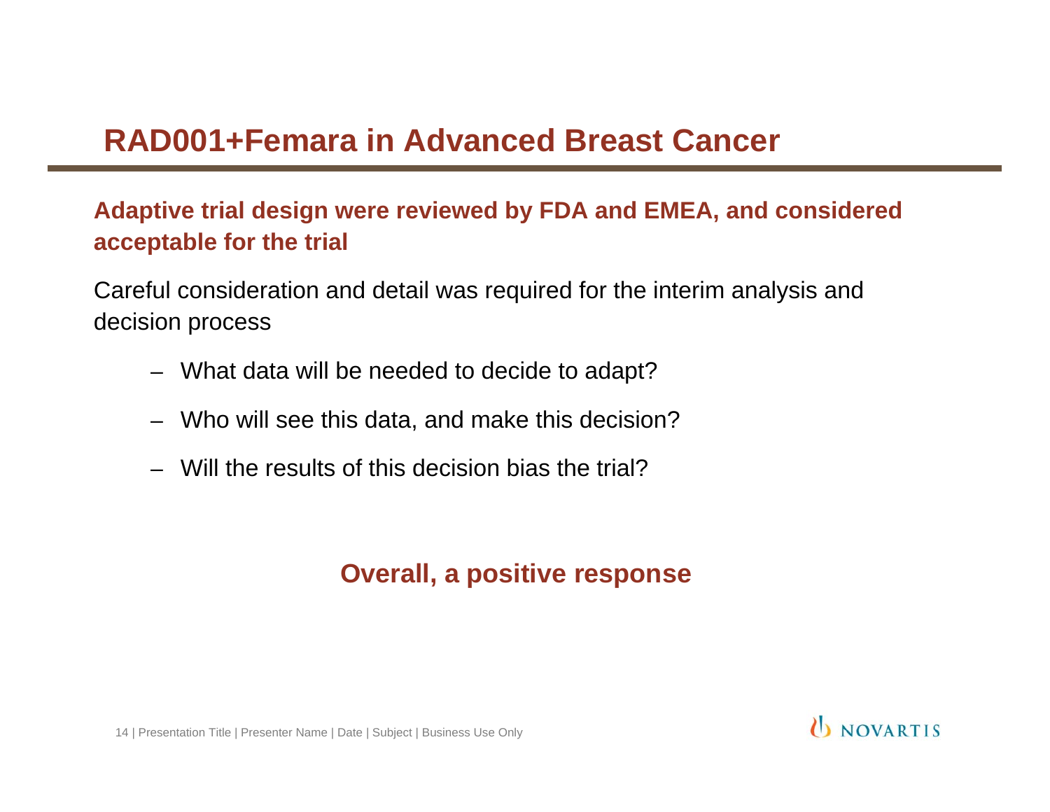# RAD001+Femara in Advanced Breast Cancer

**Adaptive trial design were reviewed by FDA and EMEA, and considered acceptable for the trial**

Careful consideration and detail was required for the interim analysis and decision process

- What data will be needed to decide to adapt?
- Who will see this data, and make this decision?
- Will the results of this decision bias the trial?

**Overall, a positive response**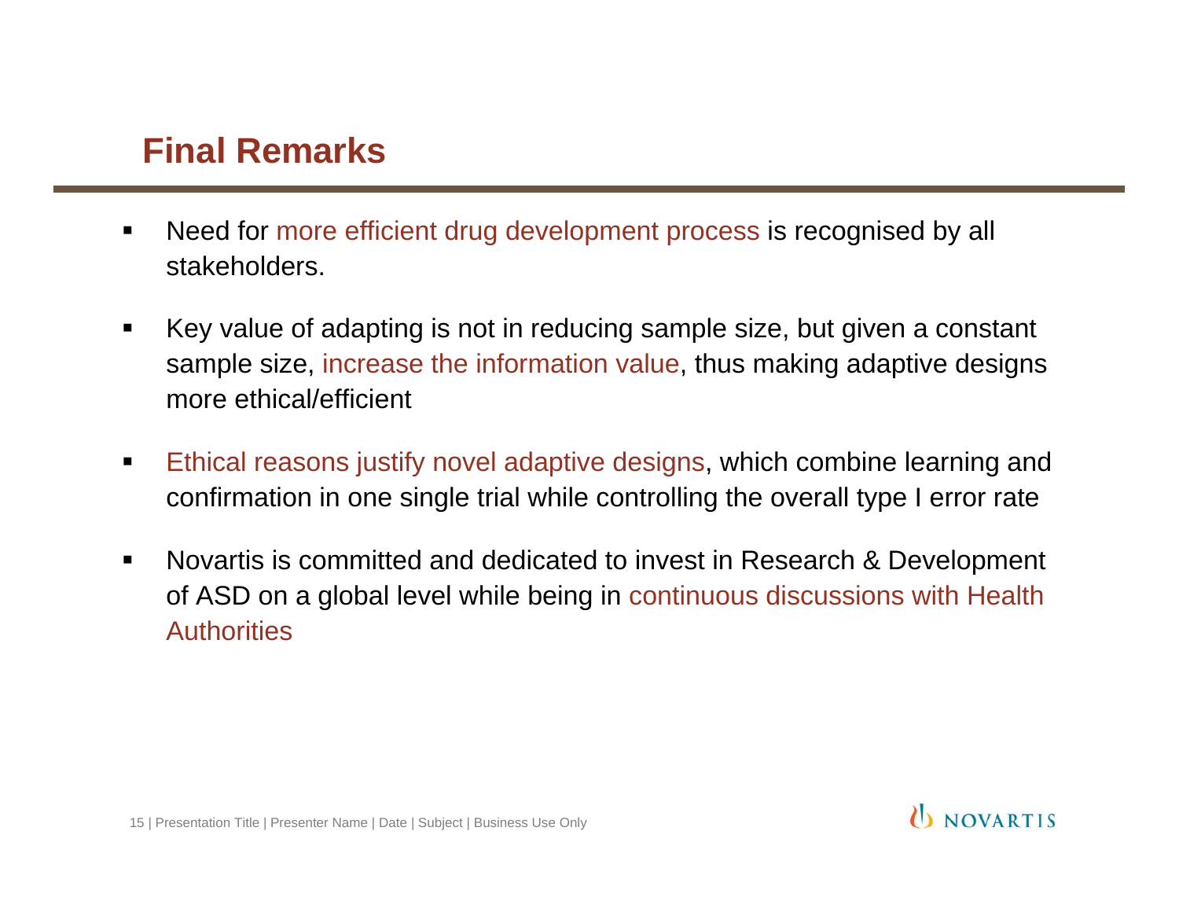# Final Remarks

- Need for more efficient drug development process is recognised by all stakeholders.
- Key value of adapting is not in reducing sample size, but given a constant sample size, increase the information value, thus making adaptive designs more ethical/efficient
- Ethical reasons justify novel adaptive designs, which combine learning and confirmation in one single trial while controlling the overall type I error rate
- Novartis is committed and dedicated to invest in Research & Development of ASD on a global level while being in continuous discussions with Health Authorities